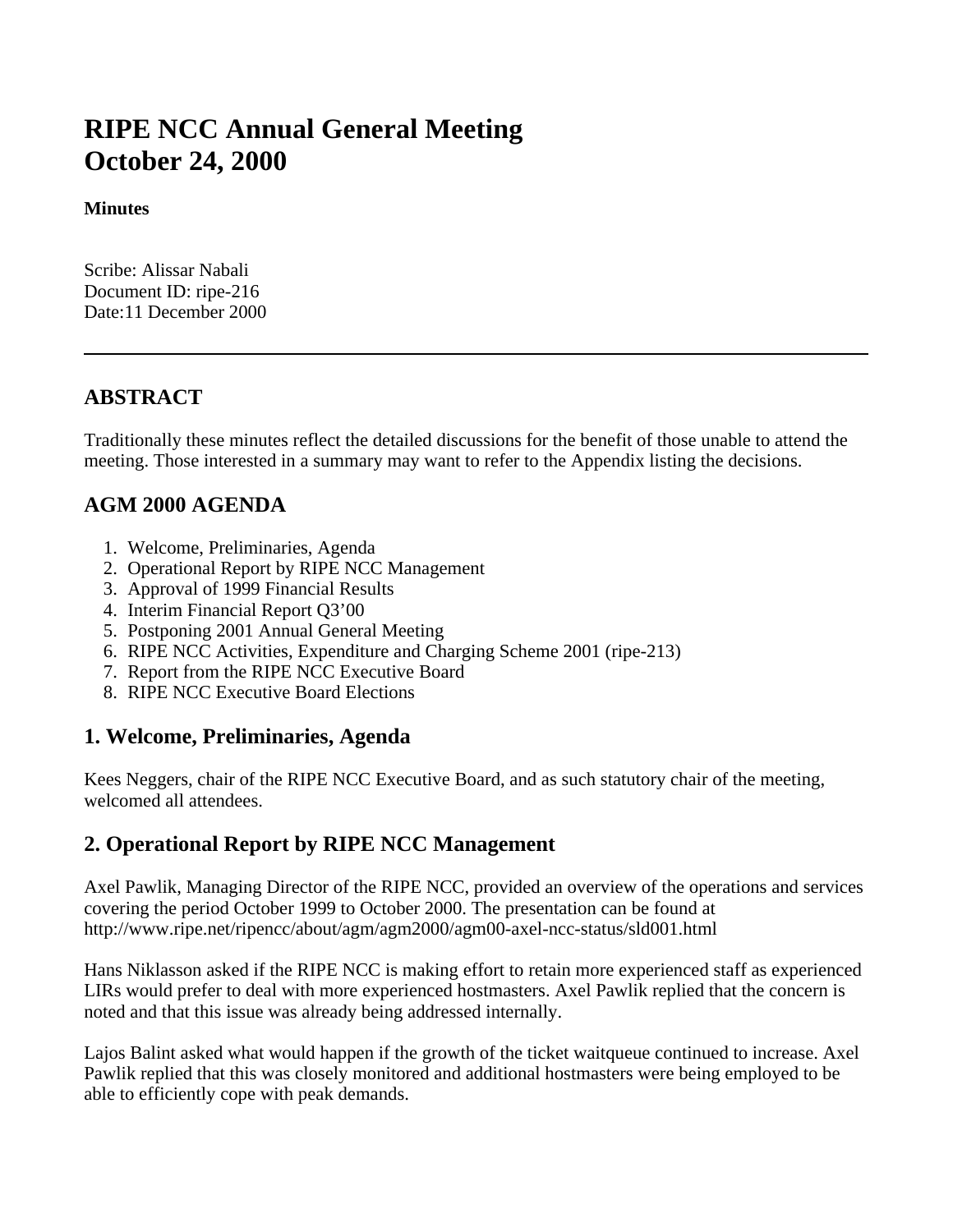# RIPE NCC Annual General Meeting
# October 24, 2000

**Minutes**

Scribe: Alissar Nabali
Document ID: ripe-216
Date:11 December 2000

---

## ABSTRACT

Traditionally these minutes reflect the detailed discussions for the benefit of those unable to attend the meeting. Those interested in a summary may want to refer to the Appendix listing the decisions.

## AGM 2000 AGENDA

1. Welcome, Preliminaries, Agenda
2. Operational Report by RIPE NCC Management
3. Approval of 1999 Financial Results
4. Interim Financial Report Q3’00
5. Postponing 2001 Annual General Meeting
6. RIPE NCC Activities, Expenditure and Charging Scheme 2001 (ripe-213)
7. Report from the RIPE NCC Executive Board
8. RIPE NCC Executive Board Elections

## 1. Welcome, Preliminaries, Agenda

Kees Neggers, chair of the RIPE NCC Executive Board, and as such statutory chair of the meeting, welcomed all attendees.

## 2. Operational Report by RIPE NCC Management

Axel Pawlik, Managing Director of the RIPE NCC, provided an overview of the operations and services covering the period October 1999 to October 2000. The presentation can be found at http://www.ripe.net/ripencc/about/agm/agm2000/agm00-axel-ncc-status/sld001.html

Hans Niklasson asked if the RIPE NCC is making effort to retain more experienced staff as experienced LIRs would prefer to deal with more experienced hostmasters. Axel Pawlik replied that the concern is noted and that this issue was already being addressed internally.

Lajos Balint asked what would happen if the growth of the ticket waitqueue continued to increase. Axel Pawlik replied that this was closely monitored and additional hostmasters were being employed to be able to efficiently cope with peak demands.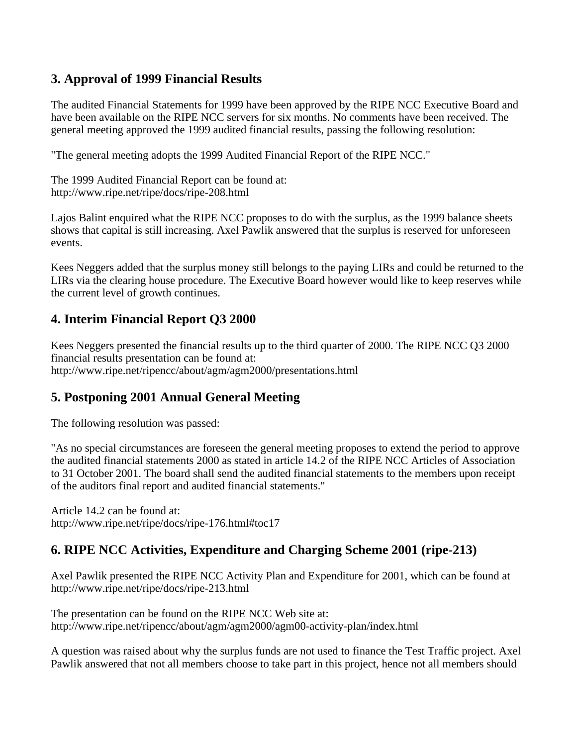## 3. Approval of 1999 Financial Results

The audited Financial Statements for 1999 have been approved by the RIPE NCC Executive Board and have been available on the RIPE NCC servers for six months. No comments have been received. The general meeting approved the 1999 audited financial results, passing the following resolution:

"The general meeting adopts the 1999 Audited Financial Report of the RIPE NCC."

The 1999 Audited Financial Report can be found at:
http://www.ripe.net/ripe/docs/ripe-208.html

Lajos Balint enquired what the RIPE NCC proposes to do with the surplus, as the 1999 balance sheets shows that capital is still increasing. Axel Pawlik answered that the surplus is reserved for unforeseen events.

Kees Neggers added that the surplus money still belongs to the paying LIRs and could be returned to the LIRs via the clearing house procedure. The Executive Board however would like to keep reserves while the current level of growth continues.

## 4. Interim Financial Report Q3 2000

Kees Neggers presented the financial results up to the third quarter of 2000. The RIPE NCC Q3 2000 financial results presentation can be found at:
http://www.ripe.net/ripencc/about/agm/agm2000/presentations.html

## 5. Postponing 2001 Annual General Meeting

The following resolution was passed:

"As no special circumstances are foreseen the general meeting proposes to extend the period to approve the audited financial statements 2000 as stated in article 14.2 of the RIPE NCC Articles of Association to 31 October 2001. The board shall send the audited financial statements to the members upon receipt of the auditors final report and audited financial statements."

Article 14.2 can be found at:
http://www.ripe.net/ripe/docs/ripe-176.html#toc17

## 6. RIPE NCC Activities, Expenditure and Charging Scheme 2001 (ripe-213)

Axel Pawlik presented the RIPE NCC Activity Plan and Expenditure for 2001, which can be found at http://www.ripe.net/ripe/docs/ripe-213.html

The presentation can be found on the RIPE NCC Web site at:
http://www.ripe.net/ripencc/about/agm/agm2000/agm00-activity-plan/index.html

A question was raised about why the surplus funds are not used to finance the Test Traffic project. Axel Pawlik answered that not all members choose to take part in this project, hence not all members should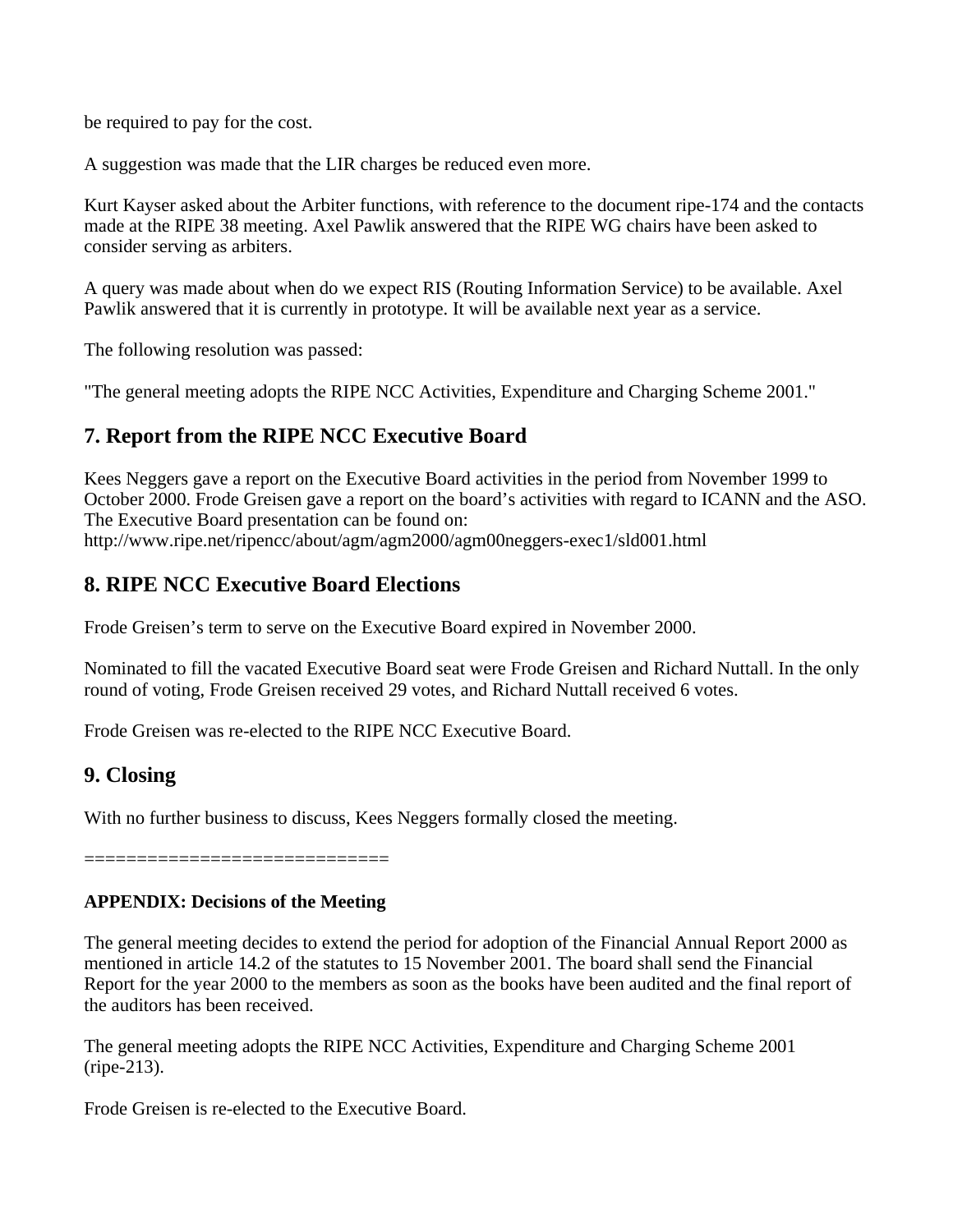be required to pay for the cost.

A suggestion was made that the LIR charges be reduced even more.

Kurt Kayser asked about the Arbiter functions, with reference to the document ripe-174 and the contacts made at the RIPE 38 meeting. Axel Pawlik answered that the RIPE WG chairs have been asked to consider serving as arbiters.

A query was made about when do we expect RIS (Routing Information Service) to be available. Axel Pawlik answered that it is currently in prototype. It will be available next year as a service.

The following resolution was passed:

"The general meeting adopts the RIPE NCC Activities, Expenditure and Charging Scheme 2001."

## 7. Report from the RIPE NCC Executive Board

Kees Neggers gave a report on the Executive Board activities in the period from November 1999 to October 2000. Frode Greisen gave a report on the board's activities with regard to ICANN and the ASO. The Executive Board presentation can be found on:
http://www.ripe.net/ripencc/about/agm/agm2000/agm00neggers-exec1/sld001.html

## 8. RIPE NCC Executive Board Elections

Frode Greisen's term to serve on the Executive Board expired in November 2000.

Nominated to fill the vacated Executive Board seat were Frode Greisen and Richard Nuttall. In the only round of voting, Frode Greisen received 29 votes, and Richard Nuttall received 6 votes.

Frode Greisen was re-elected to the RIPE NCC Executive Board.

## 9. Closing

With no further business to discuss, Kees Neggers formally closed the meeting.

=============================

**APPENDIX: Decisions of the Meeting**

The general meeting decides to extend the period for adoption of the Financial Annual Report 2000 as mentioned in article 14.2 of the statutes to 15 November 2001. The board shall send the Financial Report for the year 2000 to the members as soon as the books have been audited and the final report of the auditors has been received.

The general meeting adopts the RIPE NCC Activities, Expenditure and Charging Scheme 2001 (ripe-213).

Frode Greisen is re-elected to the Executive Board.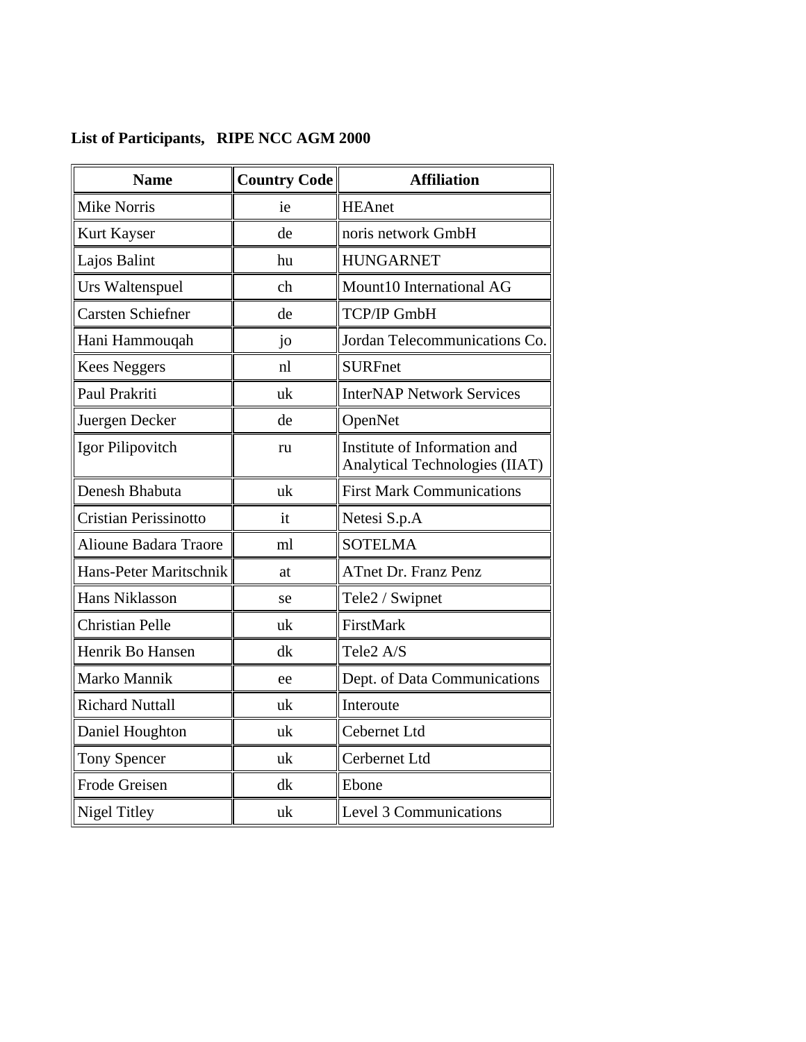**List of Participants, RIPE NCC AGM 2000**

| Name | Country Code | Affiliation |
|---|---|---|
| Mike Norris | ie | HEAnet |
| Kurt Kayser | de | noris network GmbH |
| Lajos Balint | hu | HUNGARNET |
| Urs Waltenspuel | ch | Mount10 International AG |
| Carsten Schiefner | de | TCP/IP GmbH |
| Hani Hammouqah | jo | Jordan Telecommunications Co. |
| Kees Neggers | nl | SURFnet |
| Paul Prakriti | uk | InterNAP Network Services |
| Juergen Decker | de | OpenNet |
| Igor Pilipovitch | ru | Institute of Information and Analytical Technologies (IIAT) |
| Denesh Bhabuta | uk | First Mark Communications |
| Cristian Perissinotto | it | Netesi S.p.A |
| Alioune Badara Traore | ml | SOTELMA |
| Hans-Peter Maritschnik | at | ATnet Dr. Franz Penz |
| Hans Niklasson | se | Tele2 / Swipnet |
| Christian Pelle | uk | FirstMark |
| Henrik Bo Hansen | dk | Tele2 A/S |
| Marko Mannik | ee | Dept. of Data Communications |
| Richard Nuttall | uk | Interoute |
| Daniel Houghton | uk | Cebernet Ltd |
| Tony Spencer | uk | Cerbernet Ltd |
| Frode Greisen | dk | Ebone |
| Nigel Titley | uk | Level 3 Communications |